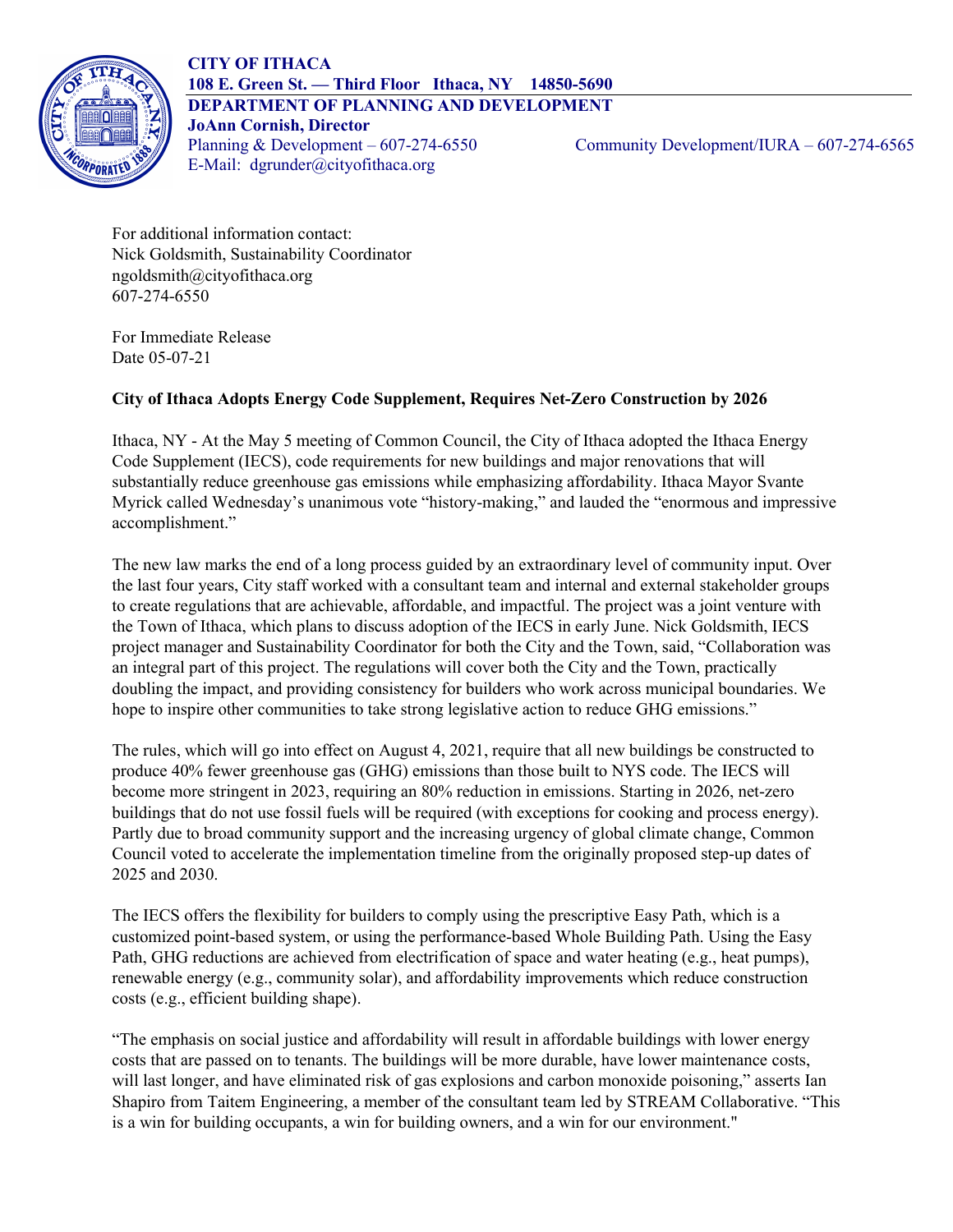**CITY OF ITHACA**
**108 E. Green St. — Third Floor Ithaca, NY 14850-5690**
**DEPARTMENT OF PLANNING AND DEVELOPMENT**
**JoAnn Cornish, Director**
Planning & Development – 607-274-6550 Community Development/IURA – 607-274-6565
E-Mail: dgrunder@cityofithaca.org

For additional information contact:
Nick Goldsmith, Sustainability Coordinator
ngoldsmith@cityofithaca.org
607-274-6550

For Immediate Release
Date 05-07-21

**City of Ithaca Adopts Energy Code Supplement, Requires Net-Zero Construction by 2026**

Ithaca, NY - At the May 5 meeting of Common Council, the City of Ithaca adopted the Ithaca Energy Code Supplement (IECS), code requirements for new buildings and major renovations that will substantially reduce greenhouse gas emissions while emphasizing affordability. Ithaca Mayor Svante Myrick called Wednesday's unanimous vote "history-making," and lauded the "enormous and impressive accomplishment."

The new law marks the end of a long process guided by an extraordinary level of community input. Over the last four years, City staff worked with a consultant team and internal and external stakeholder groups to create regulations that are achievable, affordable, and impactful. The project was a joint venture with the Town of Ithaca, which plans to discuss adoption of the IECS in early June. Nick Goldsmith, IECS project manager and Sustainability Coordinator for both the City and the Town, said, "Collaboration was an integral part of this project. The regulations will cover both the City and the Town, practically doubling the impact, and providing consistency for builders who work across municipal boundaries. We hope to inspire other communities to take strong legislative action to reduce GHG emissions."

The rules, which will go into effect on August 4, 2021, require that all new buildings be constructed to produce 40% fewer greenhouse gas (GHG) emissions than those built to NYS code. The IECS will become more stringent in 2023, requiring an 80% reduction in emissions. Starting in 2026, net-zero buildings that do not use fossil fuels will be required (with exceptions for cooking and process energy). Partly due to broad community support and the increasing urgency of global climate change, Common Council voted to accelerate the implementation timeline from the originally proposed step-up dates of 2025 and 2030.

The IECS offers the flexibility for builders to comply using the prescriptive Easy Path, which is a customized point-based system, or using the performance-based Whole Building Path. Using the Easy Path, GHG reductions are achieved from electrification of space and water heating (e.g., heat pumps), renewable energy (e.g., community solar), and affordability improvements which reduce construction costs (e.g., efficient building shape).

"The emphasis on social justice and affordability will result in affordable buildings with lower energy costs that are passed on to tenants. The buildings will be more durable, have lower maintenance costs, will last longer, and have eliminated risk of gas explosions and carbon monoxide poisoning," asserts Ian Shapiro from Taitem Engineering, a member of the consultant team led by STREAM Collaborative. "This is a win for building occupants, a win for building owners, and a win for our environment."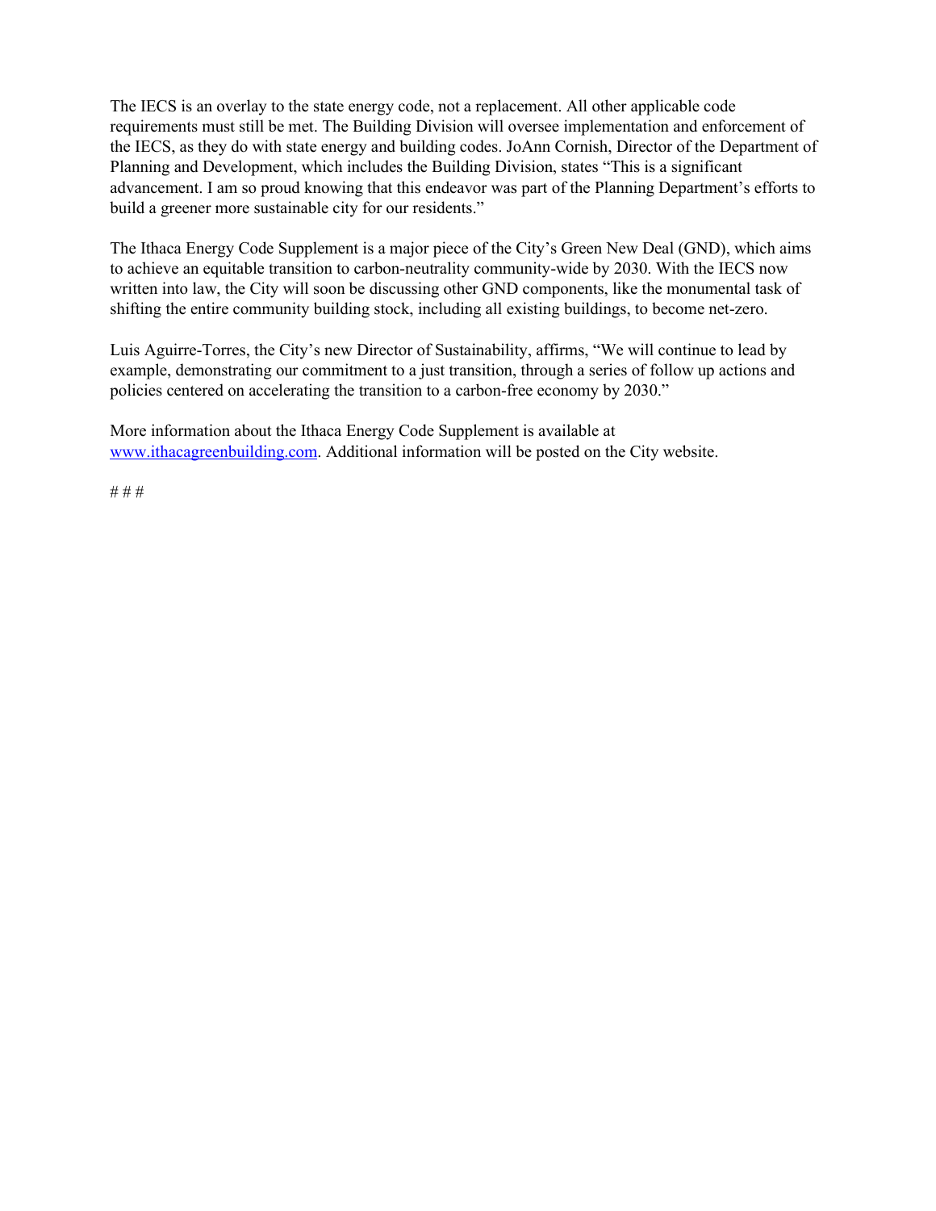The IECS is an overlay to the state energy code, not a replacement. All other applicable code requirements must still be met. The Building Division will oversee implementation and enforcement of the IECS, as they do with state energy and building codes. JoAnn Cornish, Director of the Department of Planning and Development, which includes the Building Division, states "This is a significant advancement. I am so proud knowing that this endeavor was part of the Planning Department's efforts to build a greener more sustainable city for our residents."

The Ithaca Energy Code Supplement is a major piece of the City's Green New Deal (GND), which aims to achieve an equitable transition to carbon-neutrality community-wide by 2030. With the IECS now written into law, the City will soon be discussing other GND components, like the monumental task of shifting the entire community building stock, including all existing buildings, to become net-zero.

Luis Aguirre-Torres, the City's new Director of Sustainability, affirms, "We will continue to lead by example, demonstrating our commitment to a just transition, through a series of follow up actions and policies centered on accelerating the transition to a carbon-free economy by 2030."

More information about the Ithaca Energy Code Supplement is available at [www.ithacagreenbuilding.com](http://www.ithacagreenbuilding.com). Additional information will be posted on the City website.

# # #